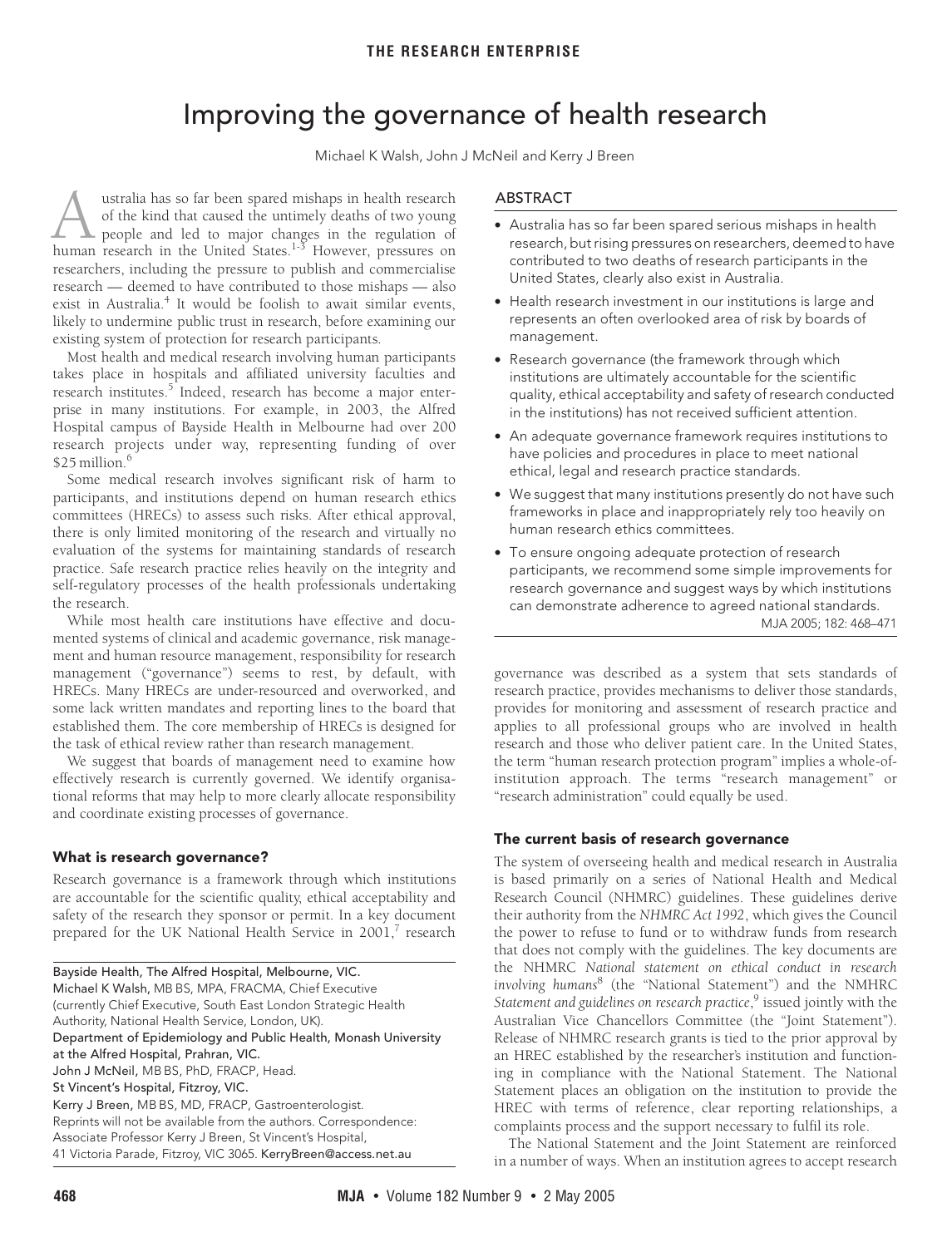THE RESEARCH ENTERPRISE

# Improving the governance of health research

Michael K Walsh, John J McNeil and Kerry J Breen

## ABSTRACT

- Australia has so far been spared serious mishaps in health research, but rising pressures on researchers, deemed to have contributed to two deaths of research participants in the United States, clearly also exist in Australia.
- Health research investment in our institutions is large and represents an often overlooked area of risk by boards of management.
- Research governance (the framework through which institutions are ultimately accountable for the scientific quality, ethical acceptability and safety of research conducted in the institutions) has not received sufficient attention.
- An adequate governance framework requires institutions to have policies and procedures in place to meet national ethical, legal and research practice standards.
- We suggest that many institutions presently do not have such frameworks in place and inappropriately rely too heavily on human research ethics committees.
- To ensure ongoing adequate protection of research participants, we recommend some simple improvements for research governance and suggest ways by which institutions can demonstrate adherence to agreed national standards.

MJA 2005; 182: 468–471

Australia has so far been spared mishaps in health research of the kind that caused the untimely deaths of two young people and led to major changes in the regulation of human research in the United States.[1-3] However, pressures on researchers, including the pressure to publish and commercialise research — deemed to have contributed to those mishaps — also exist in Australia.[4] It would be foolish to await similar events, likely to undermine public trust in research, before examining our existing system of protection for research participants.

Most health and medical research involving human participants takes place in hospitals and affiliated university faculties and research institutes.[5] Indeed, research has become a major enterprise in many institutions. For example, in 2003, the Alfred Hospital campus of Bayside Health in Melbourne had over 200 research projects under way, representing funding of over $25 million.[6]

Some medical research involves significant risk of harm to participants, and institutions depend on human research ethics committees (HRECs) to assess such risks. After ethical approval, there is only limited monitoring of the research and virtually no evaluation of the systems for maintaining standards of research practice. Safe research practice relies heavily on the integrity and self-regulatory processes of the health professionals undertaking the research.

While most health care institutions have effective and documented systems of clinical and academic governance, risk management and human resource management, responsibility for research management ("governance") seems to rest, by default, with HRECs. Many HRECs are under-resourced and overworked, and some lack written mandates and reporting lines to the board that established them. The core membership of HRECs is designed for the task of ethical review rather than research management.

We suggest that boards of management need to examine how effectively research is currently governed. We identify organisational reforms that may help to more clearly allocate responsibility and coordinate existing processes of governance.

### What is research governance?

Research governance is a framework through which institutions are accountable for the scientific quality, ethical acceptability and safety of the research they sponsor or permit. In a key document prepared for the UK National Health Service in 2001,[7] research governance was described as a system that sets standards of research practice, provides mechanisms to deliver those standards, provides for monitoring and assessment of research practice and applies to all professional groups who are involved in health research and those who deliver patient care. In the United States, the term "human research protection program" implies a whole-of-institution approach. The terms "research management" or "research administration" could equally be used.

### The current basis of research governance

The system of overseeing health and medical research in Australia is based primarily on a series of National Health and Medical Research Council (NHMRC) guidelines. These guidelines derive their authority from the *NHMRC Act 1992*, which gives the Council the power to refuse to fund or to withdraw funds from research that does not comply with the guidelines. The key documents are the NHMRC *National statement on ethical conduct in research involving humans*[8] (the "National Statement") and the NHMRC *Statement and guidelines on research practice*,[9] issued jointly with the Australian Vice Chancellors Committee (the "Joint Statement"). Release of NHMRC research grants is tied to the prior approval by an HREC established by the researcher's institution and functioning in compliance with the National Statement. The National Statement places an obligation on the institution to provide the HREC with terms of reference, clear reporting relationships, a complaints process and the support necessary to fulfil its role.

The National Statement and the Joint Statement are reinforced in a number of ways. When an institution agrees to accept research

---

Bayside Health, The Alfred Hospital, Melbourne, VIC.
Michael K Walsh, MB BS, MPA, FRACMA, Chief Executive (currently Chief Executive, South East London Strategic Health Authority, National Health Service, London, UK).
Department of Epidemiology and Public Health, Monash University at the Alfred Hospital, Prahran, VIC.
John J McNeil, MB BS, PhD, FRACP, Head.
St Vincent's Hospital, Fitzroy, VIC.
Kerry J Breen, MB BS, MD, FRACP, Gastroenterologist.
Reprints will not be available from the authors. Correspondence: Associate Professor Kerry J Breen, St Vincent's Hospital, 41 Victoria Parade, Fitzroy, VIC 3065. KerryBreen@access.net.au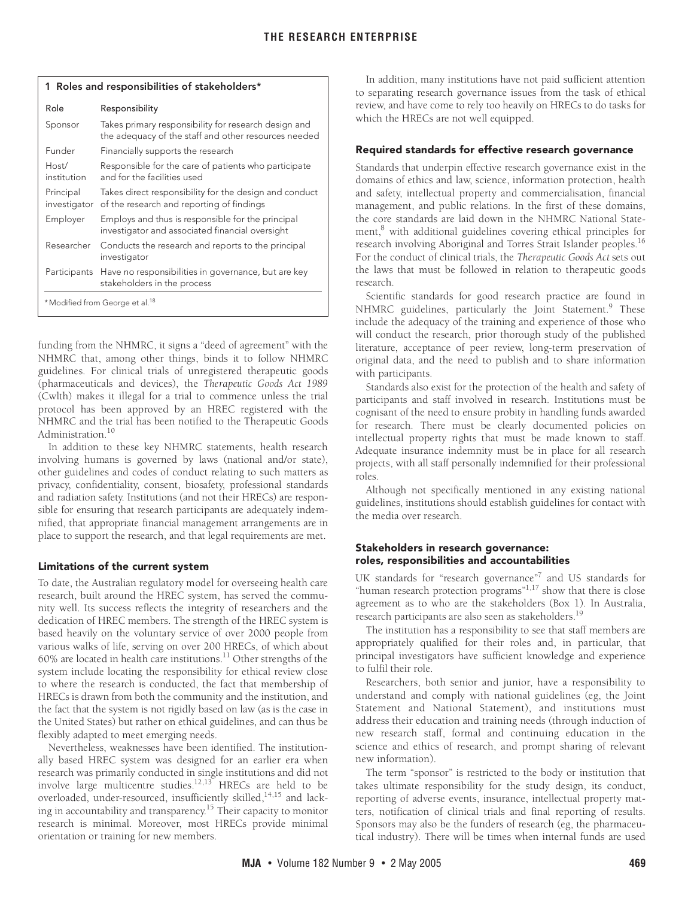**1 Roles and responsibilities of stakeholders***

| Role | Responsibility |
| --- | --- |
| Sponsor | Takes primary responsibility for research design and the adequacy of the staff and other resources needed |
| Funder | Financially supports the research |
| Host/ institution | Responsible for the care of patients who participate and for the facilities used |
| Principal investigator | Takes direct responsibility for the design and conduct of the research and reporting of findings |
| Employer | Employs and thus is responsible for the principal investigator and associated financial oversight |
| Researcher | Conducts the research and reports to the principal investigator |
| Participants | Have no responsibilities in governance, but are key stakeholders in the process |

*Modified from George et al.[18]

funding from the NHMRC, it signs a "deed of agreement" with the NHMRC that, among other things, binds it to follow NHMRC guidelines. For clinical trials of unregistered therapeutic goods (pharmaceuticals and devices), the *Therapeutic Goods Act 1989* (Cwlth) makes it illegal for a trial to commence unless the trial protocol has been approved by an HREC registered with the NHMRC and the trial has been notified to the Therapeutic Goods Administration.[10]

In addition to these key NHMRC statements, health research involving humans is governed by laws (national and/or state), other guidelines and codes of conduct relating to such matters as privacy, confidentiality, consent, biosafety, professional standards and radiation safety. Institutions (and not their HRECs) are responsible for ensuring that research participants are adequately indemnified, that appropriate financial management arrangements are in place to support the research, and that legal requirements are met.

### Limitations of the current system

To date, the Australian regulatory model for overseeing health care research, built around the HREC system, has served the community well. Its success reflects the integrity of researchers and the dedication of HREC members. The strength of the HREC system is based heavily on the voluntary service of over 2000 people from various walks of life, serving on over 200 HRECs, of which about 60% are located in health care institutions.[11] Other strengths of the system include locating the responsibility for ethical review close to where the research is conducted, the fact that membership of HRECs is drawn from both the community and the institution, and the fact that the system is not rigidly based on law (as is the case in the United States) but rather on ethical guidelines, and can thus be flexibly adapted to meet emerging needs.

Nevertheless, weaknesses have been identified. The institutionally based HREC system was designed for an earlier era when research was primarily conducted in single institutions and did not involve large multicentre studies.[12,13] HRECs are held to be overloaded, under-resourced, insufficiently skilled,[14,15] and lacking in accountability and transparency.[15] Their capacity to monitor research is minimal. Moreover, most HRECs provide minimal orientation or training for new members.

In addition, many institutions have not paid sufficient attention to separating research governance issues from the task of ethical review, and have come to rely too heavily on HRECs to do tasks for which the HRECs are not well equipped.

### Required standards for effective research governance

Standards that underpin effective research governance exist in the domains of ethics and law, science, information protection, health and safety, intellectual property and commercialisation, financial management, and public relations. In the first of these domains, the core standards are laid down in the NHMRC National Statement,[8] with additional guidelines covering ethical principles for research involving Aboriginal and Torres Strait Islander peoples.[16] For the conduct of clinical trials, the *Therapeutic Goods Act* sets out the laws that must be followed in relation to therapeutic goods research.

Scientific standards for good research practice are found in NHMRC guidelines, particularly the Joint Statement.[9] These include the adequacy of the training and experience of those who will conduct the research, prior thorough study of the published literature, acceptance of peer review, long-term preservation of original data, and the need to publish and to share information with participants.

Standards also exist for the protection of the health and safety of participants and staff involved in research. Institutions must be cognisant of the need to ensure probity in handling funds awarded for research. There must be clearly documented policies on intellectual property rights that must be made known to staff. Adequate insurance indemnity must be in place for all research projects, with all staff personally indemnified for their professional roles.

Although not specifically mentioned in any existing national guidelines, institutions should establish guidelines for contact with the media over research.

### Stakeholders in research governance: roles, responsibilities and accountabilities

UK standards for "research governance"[7] and US standards for "human research protection programs"[1,17] show that there is close agreement as to who are the stakeholders (Box 1). In Australia, research participants are also seen as stakeholders.[19]

The institution has a responsibility to see that staff members are appropriately qualified for their roles and, in particular, that principal investigators have sufficient knowledge and experience to fulfil their role.

Researchers, both senior and junior, have a responsibility to understand and comply with national guidelines (eg, the Joint Statement and National Statement), and institutions must address their education and training needs (through induction of new research staff, formal and continuing education in the science and ethics of research, and prompt sharing of relevant new information).

The term "sponsor" is restricted to the body or institution that takes ultimate responsibility for the study design, its conduct, reporting of adverse events, insurance, intellectual property matters, notification of clinical trials and final reporting of results. Sponsors may also be the funders of research (eg, the pharmaceutical industry). There will be times when internal funds are used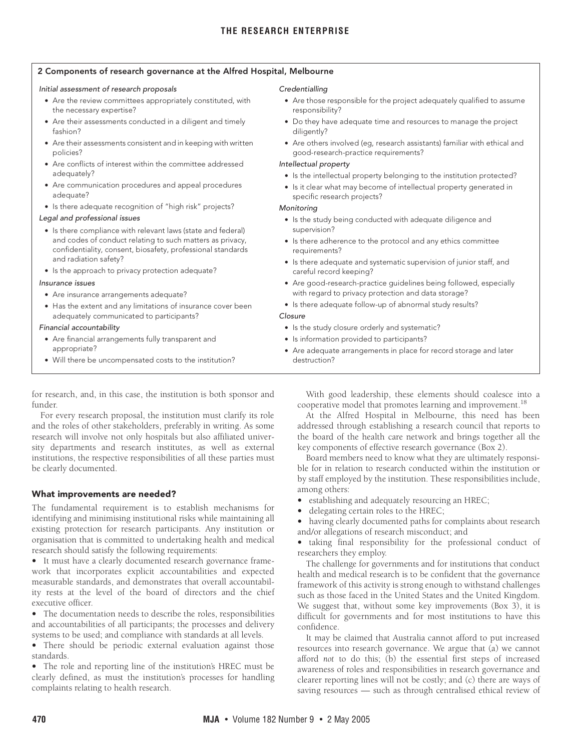**2 Components of research governance at the Alfred Hospital, Melbourne**

*Initial assessment of research proposals*

- Are the review committees appropriately constituted, with the necessary expertise?
- Are their assessments conducted in a diligent and timely fashion?
- Are their assessments consistent and in keeping with written policies?
- Are conflicts of interest within the committee addressed adequately?
- Are communication procedures and appeal procedures adequate?
- Is there adequate recognition of "high risk" projects?

*Legal and professional issues*

- Is there compliance with relevant laws (state and federal) and codes of conduct relating to such matters as privacy, confidentiality, consent, biosafety, professional standards and radiation safety?
- Is the approach to privacy protection adequate?

*Insurance issues*

- Are insurance arrangements adequate?
- Has the extent and any limitations of insurance cover been adequately communicated to participants?

*Financial accountability*

- Are financial arrangements fully transparent and appropriate?
- Will there be uncompensated costs to the institution?

*Credentialling*

- Are those responsible for the project adequately qualified to assume responsibility?
- Do they have adequate time and resources to manage the project diligently?
- Are others involved (eg, research assistants) familiar with ethical and good-research-practice requirements?

*Intellectual property*

- Is the intellectual property belonging to the institution protected?
- Is it clear what may become of intellectual property generated in specific research projects?

*Monitoring*

- Is the study being conducted with adequate diligence and supervision?
- Is there adherence to the protocol and any ethics committee requirements?
- Is there adequate and systematic supervision of junior staff, and careful record keeping?
- Are good-research-practice guidelines being followed, especially with regard to privacy protection and data storage?
- Is there adequate follow-up of abnormal study results?

*Closure*

- Is the study closure orderly and systematic?
- Is information provided to participants?
- Are adequate arrangements in place for record storage and later destruction?

for research, and, in this case, the institution is both sponsor and funder.

For every research proposal, the institution must clarify its role and the roles of other stakeholders, preferably in writing. As some research will involve not only hospitals but also affiliated university departments and research institutes, as well as external institutions, the respective responsibilities of all these parties must be clearly documented.

## What improvements are needed?

The fundamental requirement is to establish mechanisms for identifying and minimising institutional risks while maintaining all existing protection for research participants. Any institution or organisation that is committed to undertaking health and medical research should satisfy the following requirements:

- It must have a clearly documented research governance framework that incorporates explicit accountabilities and expected measurable standards, and demonstrates that overall accountability rests at the level of the board of directors and the chief executive officer.
- The documentation needs to describe the roles, responsibilities and accountabilities of all participants; the processes and delivery systems to be used; and compliance with standards at all levels.
- There should be periodic external evaluation against those standards.
- The role and reporting line of the institution's HREC must be clearly defined, as must the institution's processes for handling complaints relating to health research.

With good leadership, these elements should coalesce into a cooperative model that promotes learning and improvement.[18]

At the Alfred Hospital in Melbourne, this need has been addressed through establishing a research council that reports to the board of the health care network and brings together all the key components of effective research governance (Box 2).

Board members need to know what they are ultimately responsible for in relation to research conducted within the institution or by staff employed by the institution. These responsibilities include, among others:

- establishing and adequately resourcing an HREC;
- delegating certain roles to the HREC;
- having clearly documented paths for complaints about research and/or allegations of research misconduct; and
- taking final responsibility for the professional conduct of researchers they employ.

The challenge for governments and for institutions that conduct health and medical research is to be confident that the governance framework of this activity is strong enough to withstand challenges such as those faced in the United States and the United Kingdom. We suggest that, without some key improvements (Box 3), it is difficult for governments and for most institutions to have this confidence.

It may be claimed that Australia cannot afford to put increased resources into research governance. We argue that (a) we cannot afford *not* to do this; (b) the essential first steps of increased awareness of roles and responsibilities in research governance and clearer reporting lines will not be costly; and (c) there are ways of saving resources — such as through centralised ethical review of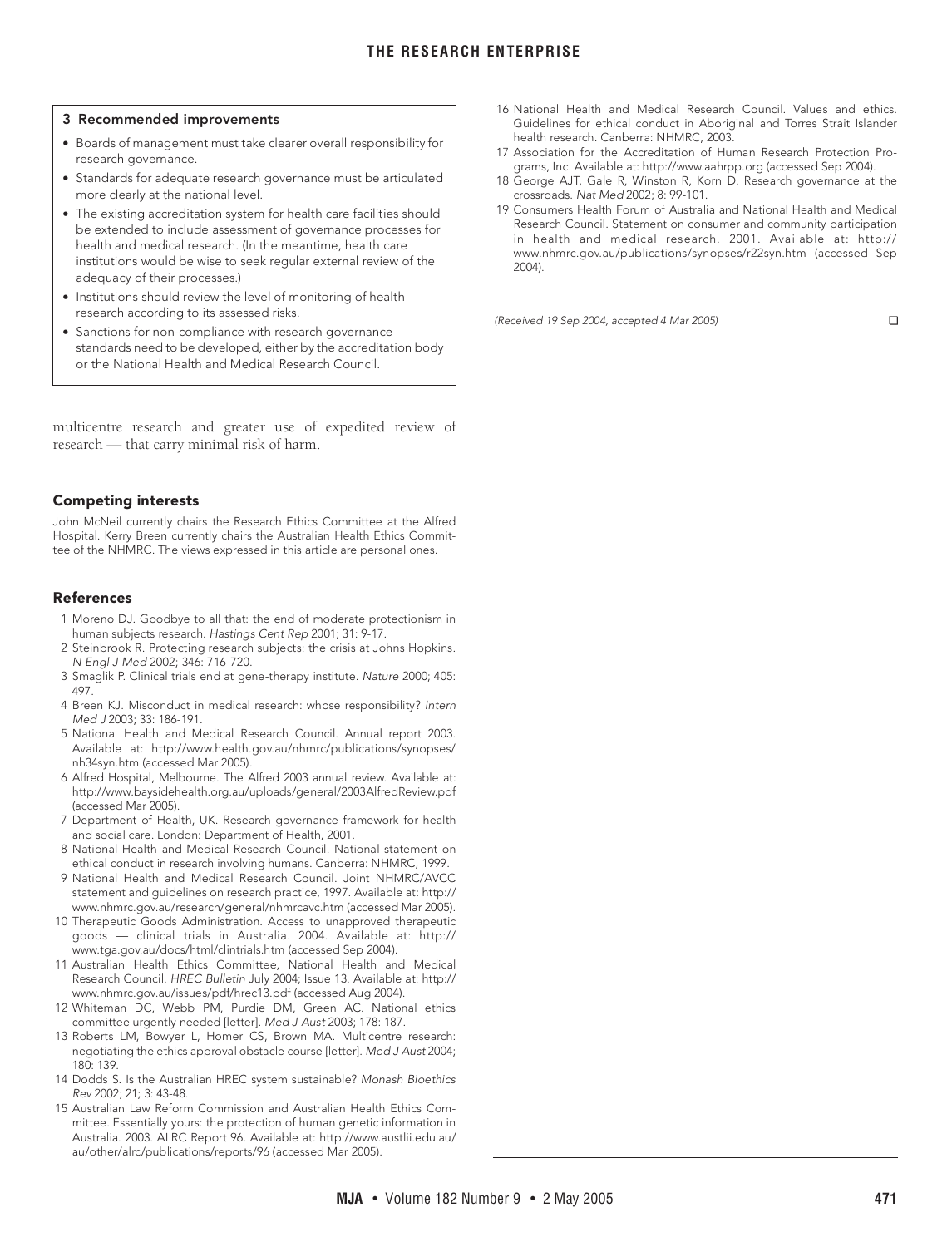### 3 Recommended improvements

- Boards of management must take clearer overall responsibility for research governance.
- Standards for adequate research governance must be articulated more clearly at the national level.
- The existing accreditation system for health care facilities should be extended to include assessment of governance processes for health and medical research. (In the meantime, health care institutions would be wise to seek regular external review of the adequacy of their processes.)
- Institutions should review the level of monitoring of health research according to its assessed risks.
- Sanctions for non-compliance with research governance standards need to be developed, either by the accreditation body or the National Health and Medical Research Council.

multicentre research and greater use of expedited review of research — that carry minimal risk of harm.

## Competing interests

John McNeil currently chairs the Research Ethics Committee at the Alfred Hospital. Kerry Breen currently chairs the Australian Health Ethics Committee of the NHMRC. The views expressed in this article are personal ones.

## References

1 Moreno DJ. Goodbye to all that: the end of moderate protectionism in human subjects research. *Hastings Cent Rep* 2001; 31: 9-17.
2 Steinbrook R. Protecting research subjects: the crisis at Johns Hopkins. *N Engl J Med* 2002; 346: 716-720.
3 Smaglik P. Clinical trials end at gene-therapy institute. *Nature* 2000; 405: 497.
4 Breen KJ. Misconduct in medical research: whose responsibility? *Intern Med J* 2003; 33: 186-191.
5 National Health and Medical Research Council. Annual report 2003. Available at: http://www.health.gov.au/nhmrc/publications/synopses/nh34syn.htm (accessed Mar 2005).
6 Alfred Hospital, Melbourne. The Alfred 2003 annual review. Available at: http://www.baysidehealth.org.au/uploads/general/2003AlfredReview.pdf (accessed Mar 2005).
7 Department of Health, UK. Research governance framework for health and social care. London: Department of Health, 2001.
8 National Health and Medical Research Council. National statement on ethical conduct in research involving humans. Canberra: NHMRC, 1999.
9 National Health and Medical Research Council. Joint NHMRC/AVCC statement and guidelines on research practice, 1997. Available at: http://www.nhmrc.gov.au/research/general/nhmrcavc.htm (accessed Mar 2005).
10 Therapeutic Goods Administration. Access to unapproved therapeutic goods — clinical trials in Australia. 2004. Available at: http://www.tga.gov.au/docs/html/clintrials.htm (accessed Sep 2004).
11 Australian Health Ethics Committee, National Health and Medical Research Council. *HREC Bulletin* July 2004; Issue 13. Available at: http://www.nhmrc.gov.au/issues/pdf/hrec13.pdf (accessed Aug 2004).
12 Whiteman DC, Webb PM, Purdie DM, Green AC. National ethics committee urgently needed [letter]. *Med J Aust* 2003; 178: 187.
13 Roberts LM, Bowyer L, Homer CS, Brown MA. Multicentre research: negotiating the ethics approval obstacle course [letter]. *Med J Aust* 2004; 180: 139.
14 Dodds S. Is the Australian HREC system sustainable? *Monash Bioethics Rev* 2002; 21; 3: 43-48.
15 Australian Law Reform Commission and Australian Health Ethics Committee. Essentially yours: the protection of human genetic information in Australia. 2003. ALRC Report 96. Available at: http://www.austlii.edu.au/au/other/alrc/publications/reports/96 (accessed Mar 2005).
16 National Health and Medical Research Council. Values and ethics. Guidelines for ethical conduct in Aboriginal and Torres Strait Islander health research. Canberra: NHMRC, 2003.
17 Association for the Accreditation of Human Research Protection Programs, Inc. Available at: http://www.aahrpp.org (accessed Sep 2004).
18 George AJT, Gale R, Winston R, Korn D. Research governance at the crossroads. *Nat Med* 2002; 8: 99-101.
19 Consumers Health Forum of Australia and National Health and Medical Research Council. Statement on consumer and community participation in health and medical research. 2001. Available at: http://www.nhmrc.gov.au/publications/synopses/r22syn.htm (accessed Sep 2004).

*(Received 19 Sep 2004, accepted 4 Mar 2005)*